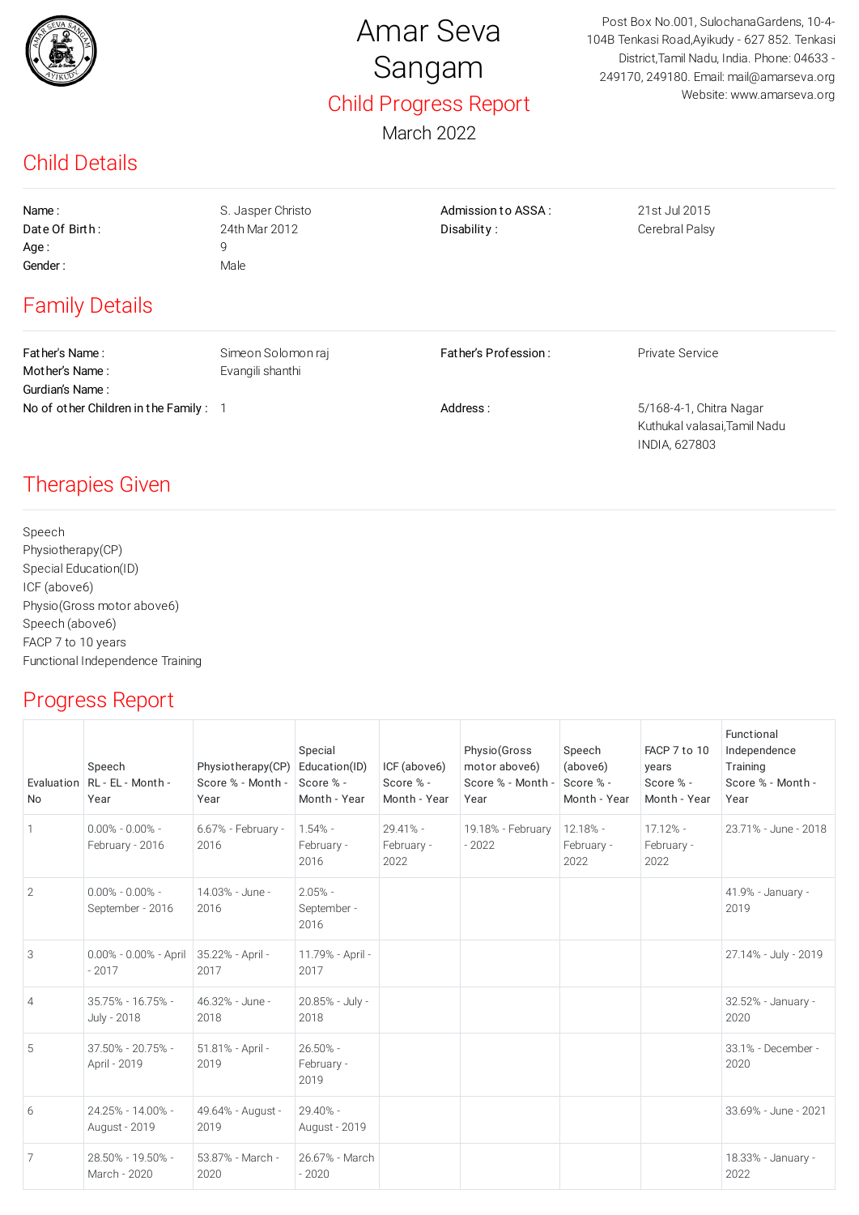# Amar Seva Sangam

## Child Progress Report

March 2022

Post Box No.001, SulochanaGardens, 10-4-104B Tenkasi Road,Ayikudy - 627 852. Tenkasi District,Tamil Nadu, India. Phone: 04633 - 249170, 249180. Email: mail@amarseva.org Website: www.amarseva.org

## Child Details

| | | | |
|---|---|---|---|
| Name : | S. Jasper Christo | Admission to ASSA : | 21st Jul 2015 |
| Date Of Birth : | 24th Mar 2012 | Disability : | Cerebral Palsy |
| Age : | 9 | | |
| Gender : | Male | | |

## Family Details

| | | | |
|---|---|---|---|
| Father's Name : | Simeon Solomon raj | Father's Profession : | Private Service |
| Mother's Name : | Evangili shanthi | | |
| Gurdian's Name : | | | |
| No of other Children in the Family : | 1 | Address : | 5/168-4-1, Chitra Nagar Kuthukal valasai,Tamil Nadu INDIA, 627803 |

## Therapies Given

Speech
Physiotherapy(CP)
Special Education(ID)
ICF (above6)
Physio(Gross motor above6)
Speech (above6)
FACP 7 to 10 years
Functional Independence Training

## Progress Report

| Evaluation No | Speech RL - EL - Month - Year | Physiotherapy(CP) Score % - Month - Year | Special Education(ID) Score % - Month - Year | ICF (above6) Score % - Month - Year | Physio(Gross motor above6) Score % - Month - Year | Speech (above6) Score % - Month - Year | FACP 7 to 10 years Score % - Month - Year | Functional Independence Training Score % - Month - Year |
|---|---|---|---|---|---|---|---|---|
| 1 | 0.00% - 0.00% - February - 2016 | 6.67% - February - 2016 | 1.54% - February - 2016 | 29.41% - February - 2022 | 19.18% - February - 2022 | 12.18% - February - 2022 | 17.12% - February - 2022 | 23.71% - June - 2018 |
| 2 | 0.00% - 0.00% - September - 2016 | 14.03% - June - 2016 | 2.05% - September - 2016 | | | | | 41.9% - January - 2019 |
| 3 | 0.00% - 0.00% - April - 2017 | 35.22% - April - 2017 | 11.79% - April - 2017 | | | | | 27.14% - July - 2019 |
| 4 | 35.75% - 16.75% - July - 2018 | 46.32% - June - 2018 | 20.85% - July - 2018 | | | | | 32.52% - January - 2020 |
| 5 | 37.50% - 20.75% - April - 2019 | 51.81% - April - 2019 | 26.50% - February - 2019 | | | | | 33.1% - December - 2020 |
| 6 | 24.25% - 14.00% - August - 2019 | 49.64% - August - 2019 | 29.40% - August - 2019 | | | | | 33.69% - June - 2021 |
| 7 | 28.50% - 19.50% - March - 2020 | 53.87% - March - 2020 | 26.67% - March - 2020 | | | | | 18.33% - January - 2022 |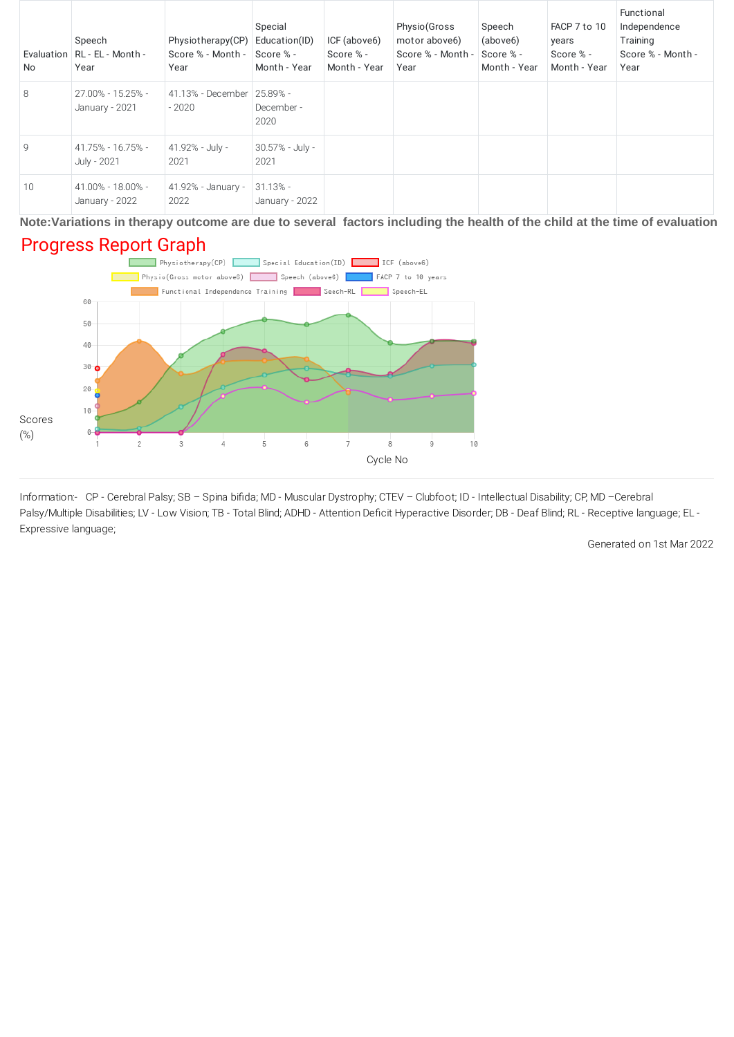| Evaluation No | Speech RL - EL - Month - Year | Physiotherapy(CP) Score % - Month - Year | Special Education(ID) Score % - Month - Year | ICF (above6) Score % - Month - Year | Physio(Gross motor above6) Score % - Month - Year | Speech (above6) Score % - Month - Year | FACP 7 to 10 years Score % - Month - Year | Functional Independence Training Score % - Month - Year |
|---|---|---|---|---|---|---|---|---|
| 8 | 27.00% - 15.25% - January - 2021 | 41.13% - December - 2020 | 25.89% - December - 2020 | | | | | |
| 9 | 41.75% - 16.75% - July - 2021 | 41.92% - July - 2021 | 30.57% - July - 2021 | | | | | |
| 10 | 41.00% - 18.00% - January - 2022 | 41.92% - January - 2022 | 31.13% - January - 2022 | | | | | |

**Note:Variations in therapy outcome are due to several factors including the health of the child at the time of evaluation**

## Progress Report Graph

Physiotherapy(CP)
Special Education(ID)
ICF (above6)
Physio(Gross motor above6)
Speech (above6)
FACP 7 to 10 years
Functional Independence Training
Seech-RL
Speech-EL

Scores (%)

60
50
40
30
20
10
0

1 2 3 4 5 6 7 8 9 10

Cycle No

Information:- CP - Cerebral Palsy; SB – Spina bifida; MD - Muscular Dystrophy; CTEV – Clubfoot; ID - Intellectual Disability; CP, MD –Cerebral Palsy/Multiple Disabilities; LV - Low Vision; TB - Total Blind; ADHD - Attention Deficit Hyperactive Disorder; DB - Deaf Blind; RL - Receptive language; EL - Expressive language;

Generated on 1st Mar 2022